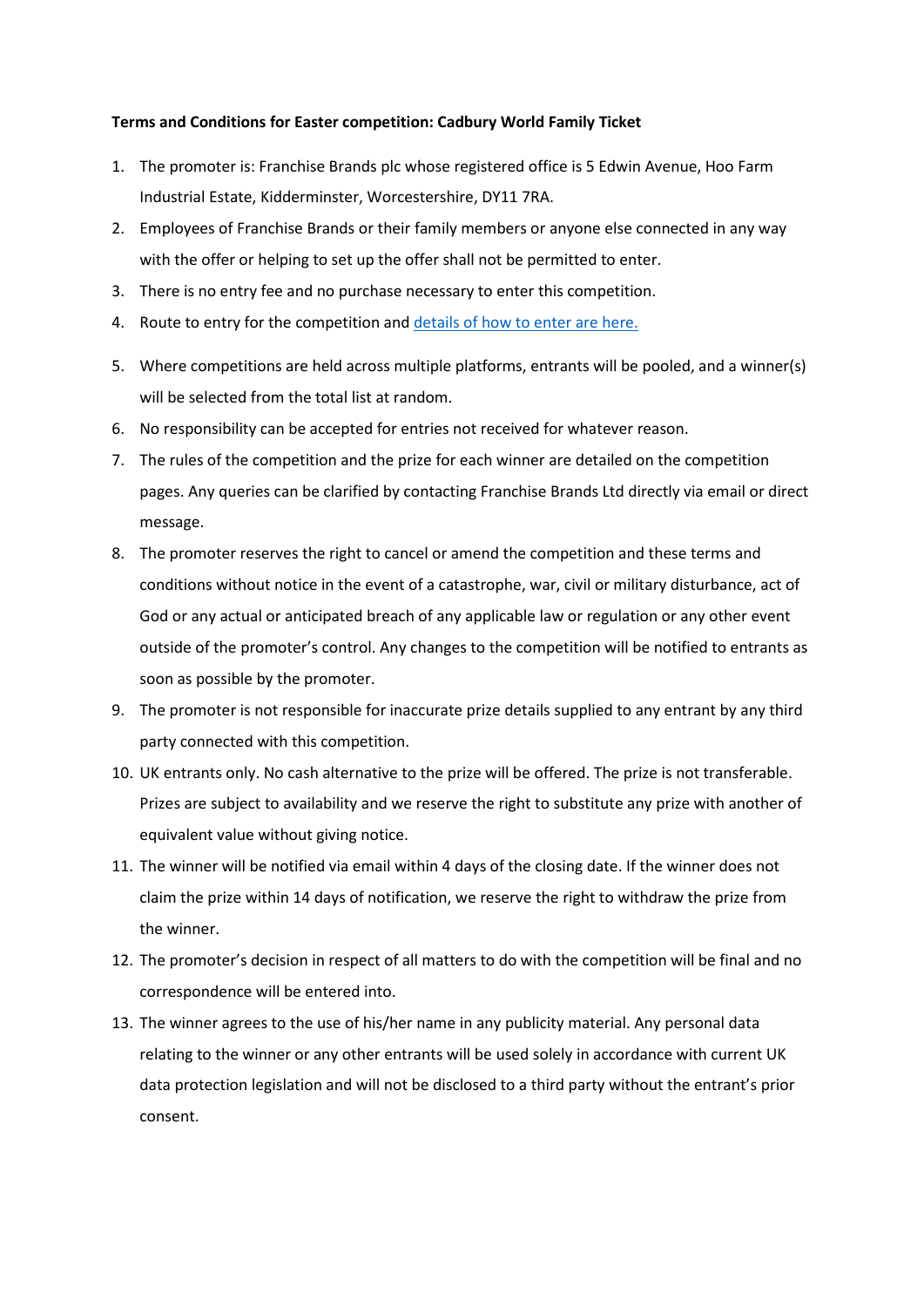**Terms and Conditions for Easter competition: Cadbury World Family Ticket**

1. The promoter is: Franchise Brands plc whose registered office is 5 Edwin Avenue, Hoo Farm Industrial Estate, Kidderminster, Worcestershire, DY11 7RA.
2. Employees of Franchise Brands or their family members or anyone else connected in any way with the offer or helping to set up the offer shall not be permitted to enter.
3. There is no entry fee and no purchase necessary to enter this competition.
4. Route to entry for the competition and [details of how to enter are here.]()
5. Where competitions are held across multiple platforms, entrants will be pooled, and a winner(s) will be selected from the total list at random.
6. No responsibility can be accepted for entries not received for whatever reason.
7. The rules of the competition and the prize for each winner are detailed on the competition pages. Any queries can be clarified by contacting Franchise Brands Ltd directly via email or direct message.
8. The promoter reserves the right to cancel or amend the competition and these terms and conditions without notice in the event of a catastrophe, war, civil or military disturbance, act of God or any actual or anticipated breach of any applicable law or regulation or any other event outside of the promoter's control. Any changes to the competition will be notified to entrants as soon as possible by the promoter.
9. The promoter is not responsible for inaccurate prize details supplied to any entrant by any third party connected with this competition.
10. UK entrants only. No cash alternative to the prize will be offered. The prize is not transferable. Prizes are subject to availability and we reserve the right to substitute any prize with another of equivalent value without giving notice.
11. The winner will be notified via email within 4 days of the closing date. If the winner does not claim the prize within 14 days of notification, we reserve the right to withdraw the prize from the winner.
12. The promoter's decision in respect of all matters to do with the competition will be final and no correspondence will be entered into.
13. The winner agrees to the use of his/her name in any publicity material. Any personal data relating to the winner or any other entrants will be used solely in accordance with current UK data protection legislation and will not be disclosed to a third party without the entrant's prior consent.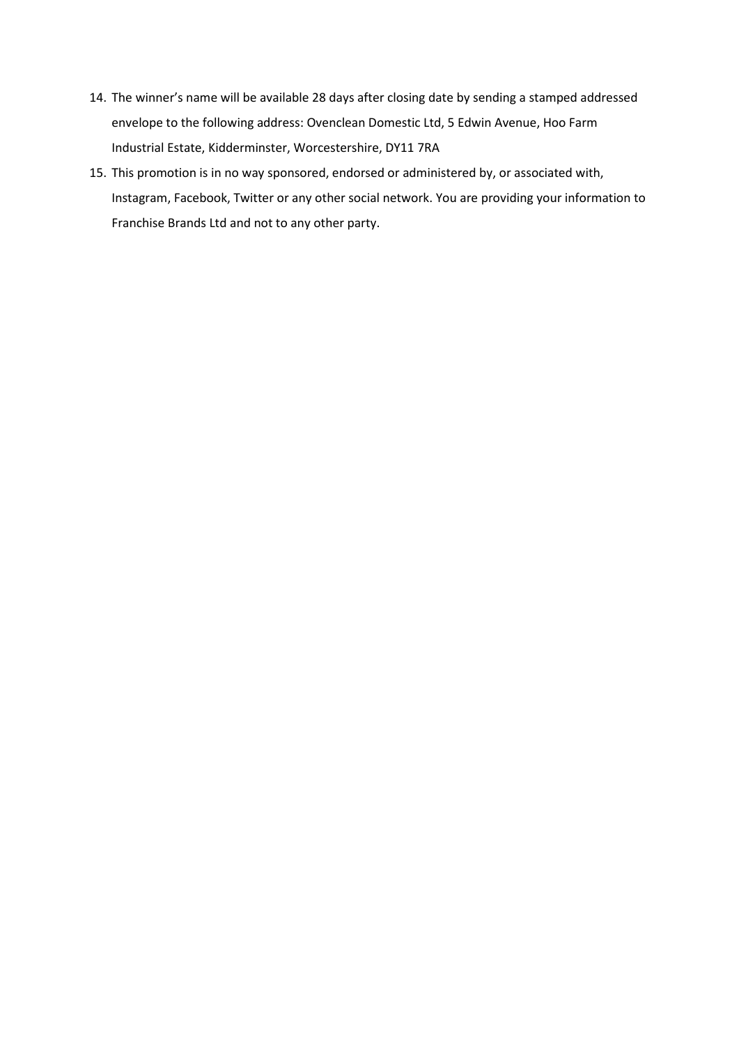14. The winner's name will be available 28 days after closing date by sending a stamped addressed envelope to the following address: Ovenclean Domestic Ltd, 5 Edwin Avenue, Hoo Farm Industrial Estate, Kidderminster, Worcestershire, DY11 7RA
15. This promotion is in no way sponsored, endorsed or administered by, or associated with, Instagram, Facebook, Twitter or any other social network. You are providing your information to Franchise Brands Ltd and not to any other party.